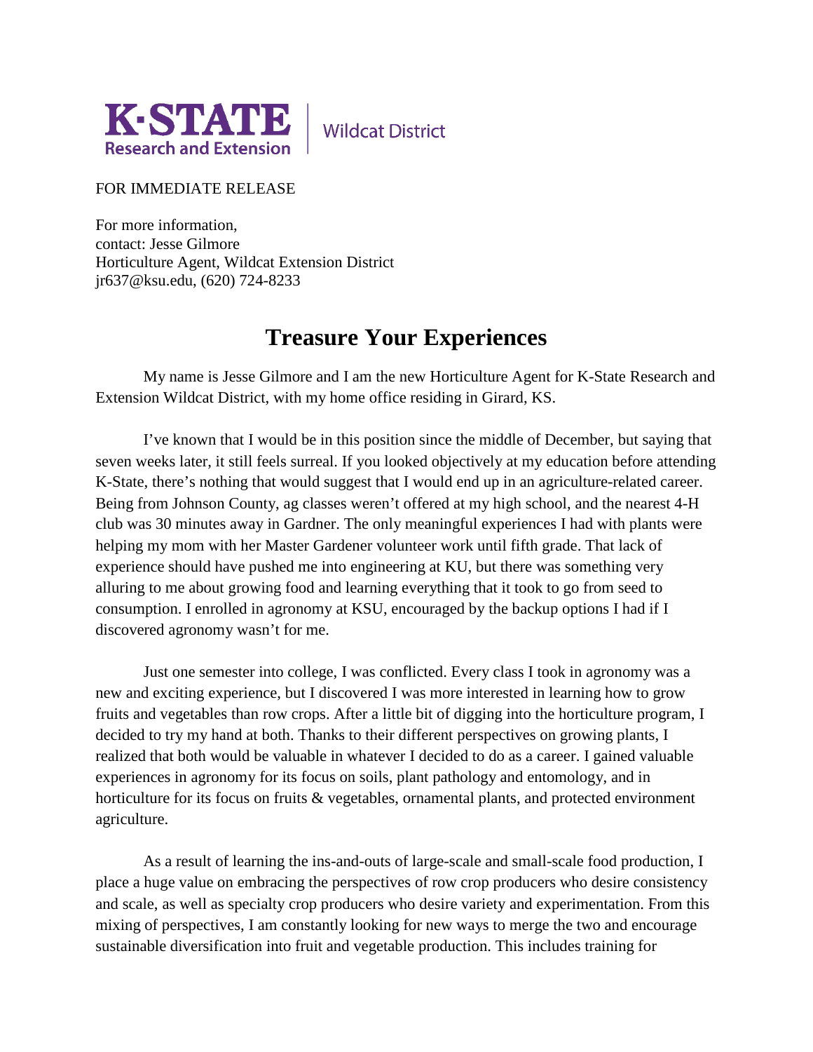K·STATE Research and Extension | Wildcat District

FOR IMMEDIATE RELEASE

For more information,
contact: Jesse Gilmore
Horticulture Agent, Wildcat Extension District
jr637@ksu.edu, (620) 724-8233

# Treasure Your Experiences

My name is Jesse Gilmore and I am the new Horticulture Agent for K-State Research and Extension Wildcat District, with my home office residing in Girard, KS.

I've known that I would be in this position since the middle of December, but saying that seven weeks later, it still feels surreal. If you looked objectively at my education before attending K-State, there's nothing that would suggest that I would end up in an agriculture-related career. Being from Johnson County, ag classes weren't offered at my high school, and the nearest 4-H club was 30 minutes away in Gardner. The only meaningful experiences I had with plants were helping my mom with her Master Gardener volunteer work until fifth grade. That lack of experience should have pushed me into engineering at KU, but there was something very alluring to me about growing food and learning everything that it took to go from seed to consumption. I enrolled in agronomy at KSU, encouraged by the backup options I had if I discovered agronomy wasn't for me.

Just one semester into college, I was conflicted. Every class I took in agronomy was a new and exciting experience, but I discovered I was more interested in learning how to grow fruits and vegetables than row crops. After a little bit of digging into the horticulture program, I decided to try my hand at both. Thanks to their different perspectives on growing plants, I realized that both would be valuable in whatever I decided to do as a career. I gained valuable experiences in agronomy for its focus on soils, plant pathology and entomology, and in horticulture for its focus on fruits & vegetables, ornamental plants, and protected environment agriculture.

As a result of learning the ins-and-outs of large-scale and small-scale food production, I place a huge value on embracing the perspectives of row crop producers who desire consistency and scale, as well as specialty crop producers who desire variety and experimentation. From this mixing of perspectives, I am constantly looking for new ways to merge the two and encourage sustainable diversification into fruit and vegetable production. This includes training for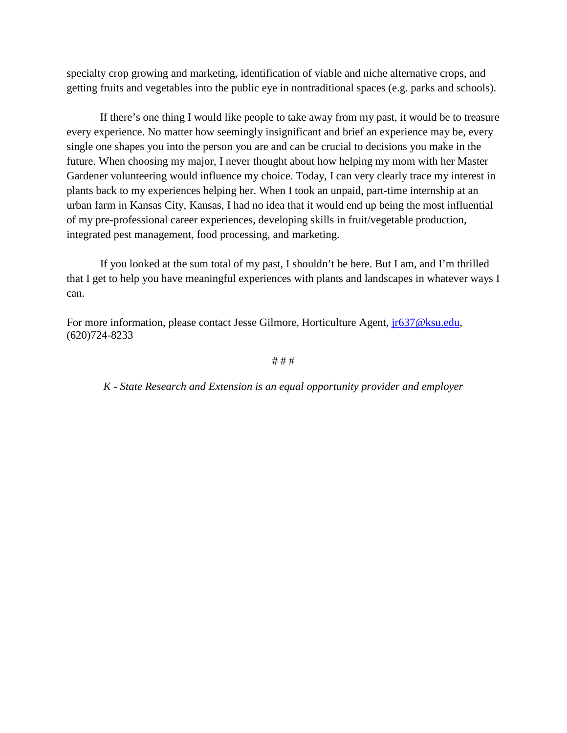specialty crop growing and marketing, identification of viable and niche alternative crops, and getting fruits and vegetables into the public eye in nontraditional spaces (e.g. parks and schools).

If there's one thing I would like people to take away from my past, it would be to treasure every experience. No matter how seemingly insignificant and brief an experience may be, every single one shapes you into the person you are and can be crucial to decisions you make in the future. When choosing my major, I never thought about how helping my mom with her Master Gardener volunteering would influence my choice. Today, I can very clearly trace my interest in plants back to my experiences helping her. When I took an unpaid, part-time internship at an urban farm in Kansas City, Kansas, I had no idea that it would end up being the most influential of my pre-professional career experiences, developing skills in fruit/vegetable production, integrated pest management, food processing, and marketing.

If you looked at the sum total of my past, I shouldn't be here. But I am, and I'm thrilled that I get to help you have meaningful experiences with plants and landscapes in whatever ways I can.

For more information, please contact Jesse Gilmore, Horticulture Agent, [jr637@ksu.edu](mailto:jr637@ksu.edu), (620)724-8233

# # #

*K - State Research and Extension is an equal opportunity provider and employer*